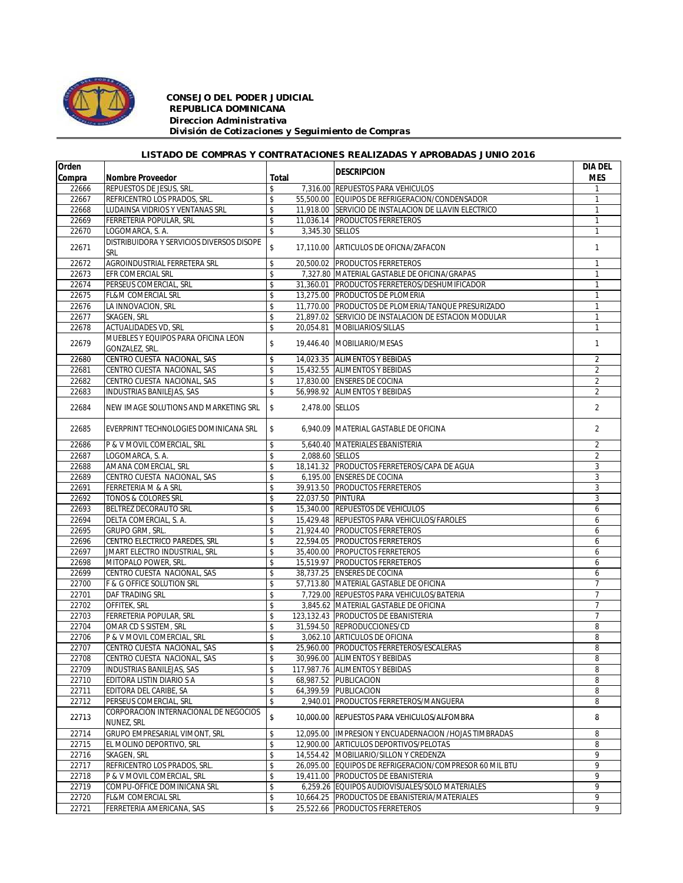**CONSEJO DEL PODER JUDICIAL**
**REPUBLICA DOMINICANA**
***Direccion Administrativa***
***División de Cotizaciones y Seguimiento de Compras***

### LISTADO DE COMPRAS Y CONTRATACIONES REALIZADAS Y APROBADAS JUNIO 2016

| Orden Compra | Nombre Proveedor | Total | DESCRIPCION | DIA DEL MES |
|---|---|---|---|---|
| 22666 | REPUESTOS DE JESUS, SRL. | $ 7,316.00 | REPUESTOS PARA VEHICULOS | 1 |
| 22667 | REFRICENTRO LOS PRADOS, SRL. | $ 55,500.00 | EQUIPOS DE REFRIGERACION/CONDENSADOR | 1 |
| 22668 | LUDAINSA VIDRIOS Y VENTANAS SRL | $ 11,918.00 | SERVICIO DE INSTALACION DE LLAVIN ELECTRICO | 1 |
| 22669 | FERRETERIA POPULAR, SRL | $ 11,036.14 | PRODUCTOS FERRETEROS | 1 |
| 22670 | LOGOMARCA, S. A. | $ 3,345.30 | SELLOS | 1 |
| 22671 | DISTRIBUIDORA Y SERVICIOS DIVERSOS DISOPE SRL | $ 17,110.00 | ARTICULOS DE OFICNA/ZAFACON | 1 |
| 22672 | AGROINDUSTRIAL FERRETERA SRL | $ 20,500.02 | PRODUCTOS FERRETEROS | 1 |
| 22673 | EFR COMERCIAL SRL | $ 7,327.80 | MATERIAL GASTABLE DE OFICINA/GRAPAS | 1 |
| 22674 | PERSEUS COMERCIAL, SRL | $ 31,360.01 | PRODUCTOS FERRETEROS/DESHUMIFICADOR | 1 |
| 22675 | FL&M COMERCIAL SRL | $ 13,275.00 | PRODUCTOS DE PLOMERIA | 1 |
| 22676 | LA INNOVACION, SRL | $ 11,770.00 | PRODUCTOS DE PLOMERIA/TANQUE PRESURIZADO | 1 |
| 22677 | SKAGEN, SRL | $ 21,897.02 | SERVICIO DE INSTALACION DE ESTACION MODULAR | 1 |
| 22678 | ACTUALIDADES VD, SRL | $ 20,054.81 | MOBILIARIOS/SILLAS | 1 |
| 22679 | MUEBLES Y EQUIPOS PARA OFICINA LEON GONZALEZ, SRL. | $ 19,446.40 | MOBILIARIO/MESAS | 1 |
| 22680 | CENTRO CUESTA NACIONAL, SAS | $ 14,023.35 | ALIMENTOS Y BEBIDAS | 2 |
| 22681 | CENTRO CUESTA NACIONAL, SAS | $ 15,432.55 | ALIMENTOS Y BEBIDAS | 2 |
| 22682 | CENTRO CUESTA NACIONAL, SAS | $ 17,830.00 | ENSERES DE COCINA | 2 |
| 22683 | INDUSTRIAS BANILEJAS, SAS | $ 56,998.92 | ALIMENTOS Y BEBIDAS | 2 |
| 22684 | NEW IMAGE SOLUTIONS AND MARKETING SRL | $ 2,478.00 | SELLOS | 2 |
| 22685 | EVERPRINT TECHNOLOGIES DOMINICANA SRL | $ 6,940.09 | MATERIAL GASTABLE DE OFICINA | 2 |
| 22686 | P & V MOVIL COMERCIAL, SRL | $ 5,640.40 | MATERIALES EBANISTERIA | 2 |
| 22687 | LOGOMARCA, S. A. | $ 2,088.60 | SELLOS | 2 |
| 22688 | AMANA COMERCIAL, SRL | $ 18,141.32 | PRODUCTOS FERRETEROS/CAPA DE AGUA | 3 |
| 22689 | CENTRO CUESTA NACIONAL, SAS | $ 6,195.00 | ENSERES DE COCINA | 3 |
| 22691 | FERRETERIA M & A SRL | $ 39,913.50 | PRODUCTOS FERRETEROS | 3 |
| 22692 | TONOS & COLORES SRL | $ 22,037.50 | PINTURA | 3 |
| 22693 | BELTREZ DECORAUTO SRL | $ 15,340.00 | REPUESTOS DE VEHICULOS | 6 |
| 22694 | DELTA COMERCIAL, S. A. | $ 15,429.48 | REPUESTOS PARA VEHICULOS/FAROLES | 6 |
| 22695 | GRUPO GRM, SRL. | $ 21,924.40 | PRODUCTOS FERRETEROS | 6 |
| 22696 | CENTRO ELECTRICO PAREDES, SRL | $ 22,594.05 | PRODUCTOS FERRETEROS | 6 |
| 22697 | JMART ELECTRO INDUSTRIAL, SRL | $ 35,400.00 | PROPUCTOS FERRETEROS | 6 |
| 22698 | MITOPALO POWER, SRL. | $ 15,519.97 | PRODUCTOS FERRETEROS | 6 |
| 22699 | CENTRO CUESTA NACIONAL, SAS | $ 38,737.25 | ENSERES DE COCINA | 6 |
| 22700 | F & G OFFICE SOLUTION SRL | $ 57,713.80 | MATERIAL GASTABLE DE OFICINA | 7 |
| 22701 | DAF TRADING SRL | $ 7,729.00 | REPUESTOS PARA VEHICULOS/BATERIA | 7 |
| 22702 | OFFITEK, SRL | $ 3,845.62 | MATERIAL GASTABLE DE OFICINA | 7 |
| 22703 | FERRETERIA POPULAR, SRL | $ 123,132.43 | PRODUCTOS DE EBANISTERIA | 7 |
| 22704 | OMAR CD S SISTEM, SRL | $ 31,594.50 | REPRODUCCIONES/CD | 8 |
| 22706 | P & V MOVIL COMERCIAL, SRL | $ 3,062.10 | ARTICULOS DE OFICINA | 8 |
| 22707 | CENTRO CUESTA NACIONAL, SAS | $ 25,960.00 | PRODUCTOS FERRETEROS/ESCALERAS | 8 |
| 22708 | CENTRO CUESTA NACIONAL, SAS | $ 30,996.00 | ALIMENTOS Y BEBIDAS | 8 |
| 22709 | INDUSTRIAS BANILEJAS, SAS | $ 117,987.76 | ALIMENTOS Y BEBIDAS | 8 |
| 22710 | EDITORA LISTIN DIARIO S A | $ 68,987.52 | PUBLICACION | 8 |
| 22711 | EDITORA DEL CARIBE, SA | $ 64,399.59 | PUBLICACION | 8 |
| 22712 | PERSEUS COMERCIAL, SRL | $ 2,940.01 | PRODUCTOS FERRETEROS/MANGUERA | 8 |
| 22713 | CORPORACION INTERNACIONAL DE NEGOCIOS NUNEZ, SRL | $ 10,000.00 | REPUESTOS PARA VEHICULOS/ALFOMBRA | 8 |
| 22714 | GRUPO EMPRESARIAL VIMONT, SRL | $ 12,095.00 | IMPRESION Y ENCUADERNACION /HOJAS TIMBRADAS | 8 |
| 22715 | EL MOLINO DEPORTIVO, SRL | $ 12,900.00 | ARTICULOS DEPORTIVOS/PELOTAS | 8 |
| 22716 | SKAGEN, SRL | $ 14,554.42 | MOBILIARIO/SILLON Y CREDENZA | 9 |
| 22717 | REFRICENTRO LOS PRADOS, SRL. | $ 26,095.00 | EQUIPOS DE REFRIGERACION/COMPRESOR 60 MIL BTU | 9 |
| 22718 | P & V MOVIL COMERCIAL, SRL | $ 19,411.00 | PRODUCTOS DE EBANISTERIA | 9 |
| 22719 | COMPU-OFFICE DOMINICANA SRL | $ 6,259.26 | EQUIPOS AUDIOVISUALES/SOLO MATERIALES | 9 |
| 22720 | FL&M COMERCIAL SRL | $ 10,664.25 | PRODUCTOS DE EBANISTERIA/MATERIALES | 9 |
| 22721 | FERRETERIA AMERICANA, SAS | $ 25,522.66 | PRODUCTOS FERRETEROS | 9 |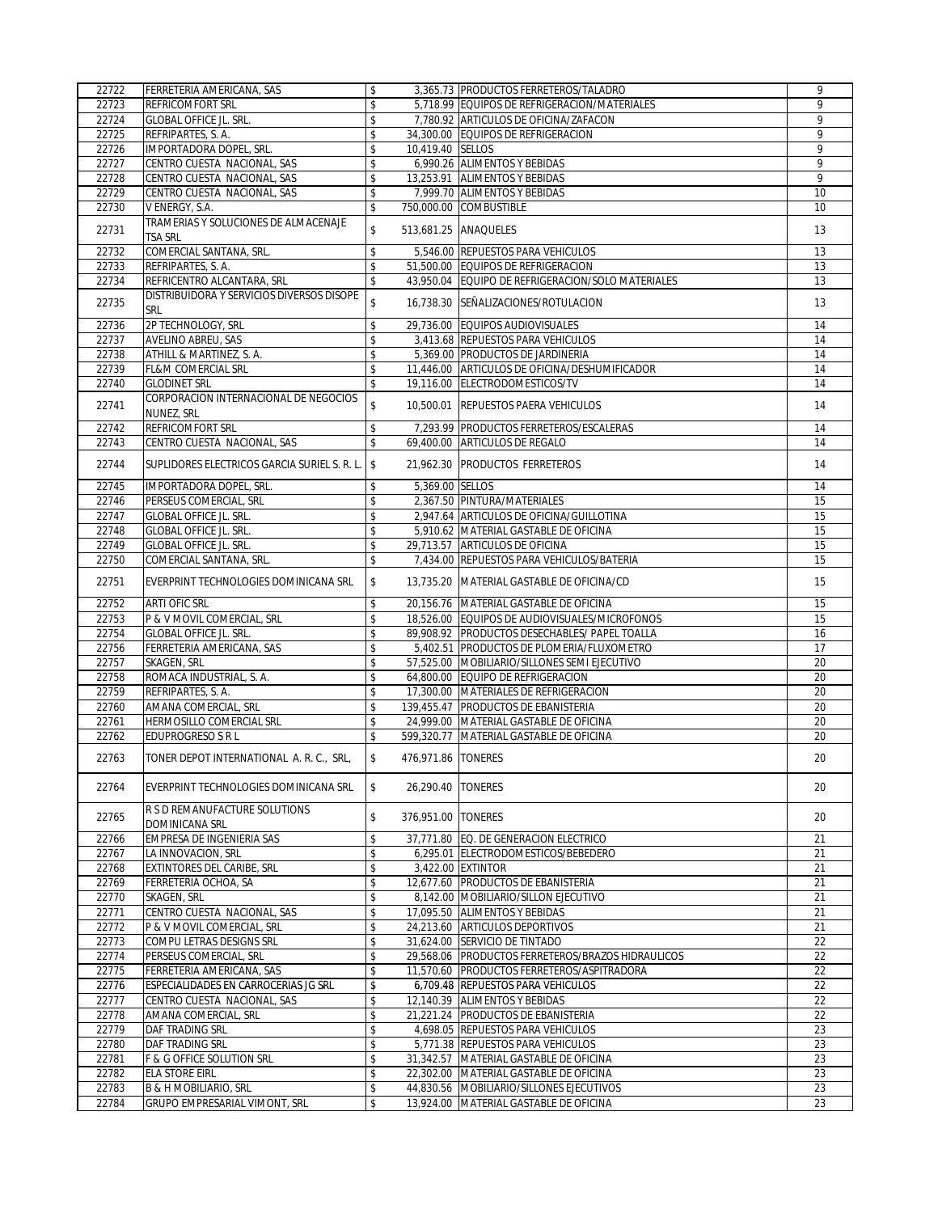| | | | | | |
|---|---|---|---|---|---|
| 22722 | FERRETERIA AMERICANA, SAS | $ | 3,365.73 | PRODUCTOS FERRETEROS/TALADRO | 9 |
| 22723 | REFRICOMFORT SRL | $ | 5,718.99 | EQUIPOS DE REFRIGERACION/MATERIALES | 9 |
| 22724 | GLOBAL OFFICE JL. SRL. | $ | 7,780.92 | ARTICULOS DE OFICINA/ZAFACON | 9 |
| 22725 | REFRIPARTES, S. A. | $ | 34,300.00 | EQUIPOS DE REFRIGERACION | 9 |
| 22726 | IMPORTADORA DOPEL, SRL. | $ | 10,419.40 | SELLOS | 9 |
| 22727 | CENTRO CUESTA NACIONAL, SAS | $ | 6,990.26 | ALIMENTOS Y BEBIDAS | 9 |
| 22728 | CENTRO CUESTA NACIONAL, SAS | $ | 13,253.91 | ALIMENTOS Y BEBIDAS | 9 |
| 22729 | CENTRO CUESTA NACIONAL, SAS | $ | 7,999.70 | ALIMENTOS Y BEBIDAS | 10 |
| 22730 | V ENERGY, S.A. | $ | 750,000.00 | COMBUSTIBLE | 10 |
| 22731 | TRAMERIAS Y SOLUCIONES DE ALMACENAJE TSA SRL | $ | 513,681.25 | ANAQUELES | 13 |
| 22732 | COMERCIAL SANTANA, SRL. | $ | 5,546.00 | REPUESTOS PARA VEHICULOS | 13 |
| 22733 | REFRIPARTES, S. A. | $ | 51,500.00 | EQUIPOS DE REFRIGERACION | 13 |
| 22734 | REFRICENTRO ALCANTARA, SRL | $ | 43,950.04 | EQUIPO DE REFRIGERACION/SOLO MATERIALES | 13 |
| 22735 | DISTRIBUIDORA Y SERVICIOS DIVERSOS DISOPE SRL | $ | 16,738.30 | SEÑALIZACIONES/ROTULACION | 13 |
| 22736 | 2P TECHNOLOGY, SRL | $ | 29,736.00 | EQUIPOS AUDIOVISUALES | 14 |
| 22737 | AVELINO ABREU, SAS | $ | 3,413.68 | REPUESTOS PARA VEHICULOS | 14 |
| 22738 | ATHILL & MARTINEZ, S. A. | $ | 5,369.00 | PRODUCTOS DE JARDINERIA | 14 |
| 22739 | FL&M COMERCIAL SRL | $ | 11,446.00 | ARTICULOS DE OFICINA/DESHUMIFICADOR | 14 |
| 22740 | GLODINET SRL | $ | 19,116.00 | ELECTRODOMESTICOS/TV | 14 |
| 22741 | CORPORACION INTERNACIONAL DE NEGOCIOS NUNEZ, SRL | $ | 10,500.01 | REPUESTOS PAERA VEHICULOS | 14 |
| 22742 | REFRICOMFORT SRL | $ | 7,293.99 | PRODUCTOS FERRETEROS/ESCALERAS | 14 |
| 22743 | CENTRO CUESTA NACIONAL, SAS | $ | 69,400.00 | ARTICULOS DE REGALO | 14 |
| 22744 | SUPLIDORES ELECTRICOS GARCIA SURIEL S. R. L. | $ | 21,962.30 | PRODUCTOS FERRETEROS | 14 |
| 22745 | IMPORTADORA DOPEL, SRL. | $ | 5,369.00 | SELLOS | 14 |
| 22746 | PERSEUS COMERCIAL, SRL | $ | 2,367.50 | PINTURA/MATERIALES | 15 |
| 22747 | GLOBAL OFFICE JL. SRL. | $ | 2,947.64 | ARTICULOS DE OFICINA/GUILLOTINA | 15 |
| 22748 | GLOBAL OFFICE JL. SRL. | $ | 5,910.62 | MATERIAL GASTABLE DE OFICINA | 15 |
| 22749 | GLOBAL OFFICE JL. SRL. | $ | 29,713.57 | ARTICULOS DE OFICINA | 15 |
| 22750 | COMERCIAL SANTANA, SRL. | $ | 7,434.00 | REPUESTOS PARA VEHICULOS/BATERIA | 15 |
| 22751 | EVERPRINT TECHNOLOGIES DOMINICANA SRL | $ | 13,735.20 | MATERIAL GASTABLE DE OFICINA/CD | 15 |
| 22752 | ARTI OFIC SRL | $ | 20,156.76 | MATERIAL GASTABLE DE OFICINA | 15 |
| 22753 | P & V MOVIL COMERCIAL, SRL | $ | 18,526.00 | EQUIPOS DE AUDIOVISUALES/MICROFONOS | 15 |
| 22754 | GLOBAL OFFICE JL. SRL. | $ | 89,908.92 | PRODUCTOS DESECHABLES/ PAPEL TOALLA | 16 |
| 22756 | FERRETERIA AMERICANA, SAS | $ | 5,402.51 | PRODUCTOS DE PLOMERIA/FLUXOMETRO | 17 |
| 22757 | SKAGEN, SRL | $ | 57,525.00 | MOBILIARIO/SILLONES SEMI EJECUTIVO | 20 |
| 22758 | ROMACA INDUSTRIAL, S. A. | $ | 64,800.00 | EQUIPO DE REFRIGERACION | 20 |
| 22759 | REFRIPARTES, S. A. | $ | 17,300.00 | MATERIALES DE REFRIGERACION | 20 |
| 22760 | AMANA COMERCIAL, SRL | $ | 139,455.47 | PRODUCTOS DE EBANISTERIA | 20 |
| 22761 | HERMOSILLO COMERCIAL SRL | $ | 24,999.00 | MATERIAL GASTABLE DE OFICINA | 20 |
| 22762 | EDUPROGRESO S R L | $ | 599,320.77 | MATERIAL GASTABLE DE OFICINA | 20 |
| 22763 | TONER DEPOT INTERNATIONAL A. R. C., SRL, | $ | 476,971.86 | TONERES | 20 |
| 22764 | EVERPRINT TECHNOLOGIES DOMINICANA SRL | $ | 26,290.40 | TONERES | 20 |
| 22765 | R S D REMANUFACTURE SOLUTIONS DOMINICANA SRL | $ | 376,951.00 | TONERES | 20 |
| 22766 | EMPRESA DE INGENIERIA SAS | $ | 37,771.80 | EQ. DE GENERACION ELECTRICO | 21 |
| 22767 | LA INNOVACION, SRL | $ | 6,295.01 | ELECTRODOMESTICOS/BEBEDERO | 21 |
| 22768 | EXTINTORES DEL CARIBE, SRL | $ | 3,422.00 | EXTINTOR | 21 |
| 22769 | FERRETERIA OCHOA, SA | $ | 12,677.60 | PRODUCTOS DE EBANISTERIA | 21 |
| 22770 | SKAGEN, SRL | $ | 8,142.00 | MOBILIARIO/SILLON EJECUTIVO | 21 |
| 22771 | CENTRO CUESTA NACIONAL, SAS | $ | 17,095.50 | ALIMENTOS Y BEBIDAS | 21 |
| 22772 | P & V MOVIL COMERCIAL, SRL | $ | 24,213.60 | ARTICULOS DEPORTIVOS | 21 |
| 22773 | COMPU LETRAS DESIGNS SRL | $ | 31,624.00 | SERVICIO DE TINTADO | 22 |
| 22774 | PERSEUS COMERCIAL, SRL | $ | 29,568.06 | PRODUCTOS FERRETEROS/BRAZOS HIDRAULICOS | 22 |
| 22775 | FERRETERIA AMERICANA, SAS | $ | 11,570.60 | PRODUCTOS FERRETEROS/ASPITRADORA | 22 |
| 22776 | ESPECIALIDADES EN CARROCERIAS JG SRL | $ | 6,709.48 | REPUESTOS PARA VEHICULOS | 22 |
| 22777 | CENTRO CUESTA NACIONAL, SAS | $ | 12,140.39 | ALIMENTOS Y BEBIDAS | 22 |
| 22778 | AMANA COMERCIAL, SRL | $ | 21,221.24 | PRODUCTOS DE EBANISTERIA | 22 |
| 22779 | DAF TRADING SRL | $ | 4,698.05 | REPUESTOS PARA VEHICULOS | 23 |
| 22780 | DAF TRADING SRL | $ | 5,771.38 | REPUESTOS PARA VEHICULOS | 23 |
| 22781 | F & G OFFICE SOLUTION SRL | $ | 31,342.57 | MATERIAL GASTABLE DE OFICINA | 23 |
| 22782 | ELA STORE EIRL | $ | 22,302.00 | MATERIAL GASTABLE DE OFICINA | 23 |
| 22783 | B & H MOBILIARIO, SRL | $ | 44,830.56 | MOBILIARIO/SILLONES EJECUTIVOS | 23 |
| 22784 | GRUPO EMPRESARIAL VIMONT, SRL | $ | 13,924.00 | MATERIAL GASTABLE DE OFICINA | 23 |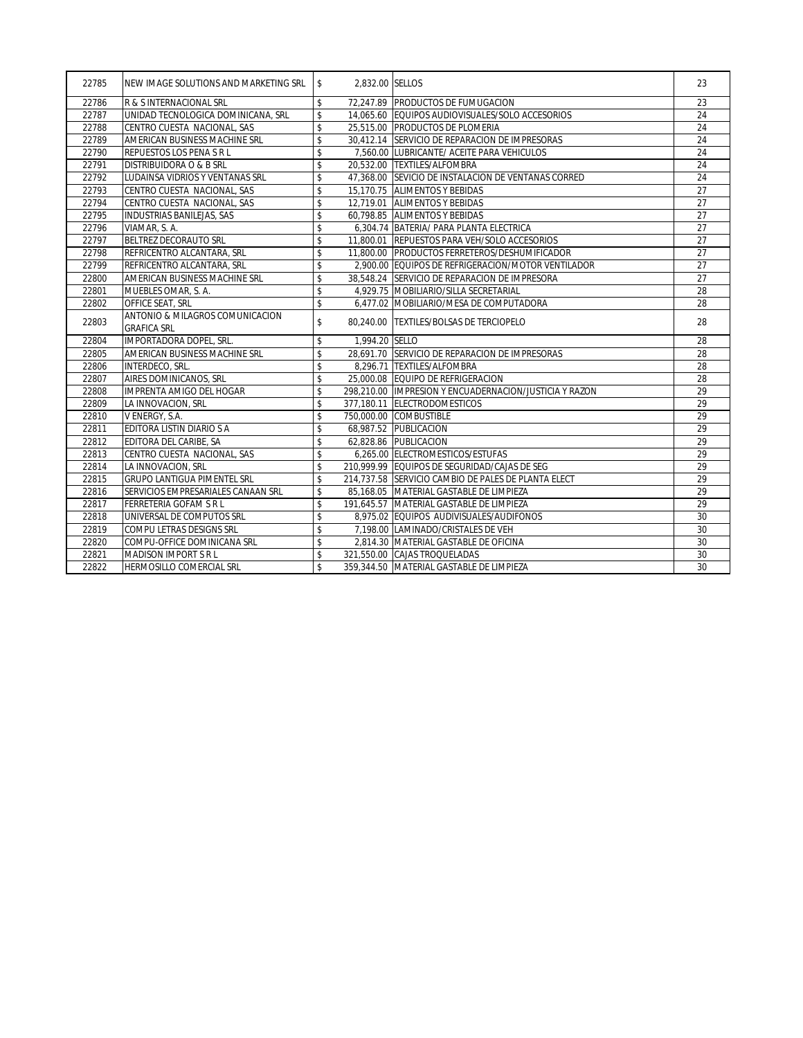| | | | | | |
|---|---|---|---|---|---|
| 22785 | NEW IMAGE SOLUTIONS AND MARKETING SRL | $ | 2,832.00 | SELLOS | 23 |
| 22786 | R & S INTERNACIONAL SRL | $ | 72,247.89 | PRODUCTOS DE FUMUGACION | 23 |
| 22787 | UNIDAD TECNOLOGICA DOMINICANA, SRL | $ | 14,065.60 | EQUIPOS AUDIOVISUALES/SOLO ACCESORIOS | 24 |
| 22788 | CENTRO CUESTA NACIONAL, SAS | $ | 25,515.00 | PRODUCTOS DE PLOMERIA | 24 |
| 22789 | AMERICAN BUSINESS MACHINE SRL | $ | 30,412.14 | SERVICIO DE REPARACION DE IMPRESORAS | 24 |
| 22790 | REPUESTOS LOS PENA S R L | $ | 7,560.00 | LUBRICANTE/ ACEITE PARA VEHICULOS | 24 |
| 22791 | DISTRIBUIDORA O & B SRL | $ | 20,532.00 | TEXTILES/ALFOMBRA | 24 |
| 22792 | LUDAINSA VIDRIOS Y VENTANAS SRL | $ | 47,368.00 | SEVICIO DE INSTALACION DE VENTANAS CORRED | 24 |
| 22793 | CENTRO CUESTA NACIONAL, SAS | $ | 15,170.75 | ALIMENTOS Y BEBIDAS | 27 |
| 22794 | CENTRO CUESTA NACIONAL, SAS | $ | 12,719.01 | ALIMENTOS Y BEBIDAS | 27 |
| 22795 | INDUSTRIAS BANILEJAS, SAS | $ | 60,798.85 | ALIMENTOS Y BEBIDAS | 27 |
| 22796 | VIAMAR, S. A. | $ | 6,304.74 | BATERIA/ PARA PLANTA ELECTRICA | 27 |
| 22797 | BELTREZ DECORAUTO SRL | $ | 11,800.01 | REPUESTOS PARA VEH/SOLO ACCESORIOS | 27 |
| 22798 | REFRICENTRO ALCANTARA, SRL | $ | 11,800.00 | PRODUCTOS FERRETEROS/DESHUMIFICADOR | 27 |
| 22799 | REFRICENTRO ALCANTARA, SRL | $ | 2,900.00 | EQUIPOS DE REFRIGERACION/MOTOR VENTILADOR | 27 |
| 22800 | AMERICAN BUSINESS MACHINE SRL | $ | 38,548.24 | SERVICIO DE REPARACION DE IMPRESORA | 27 |
| 22801 | MUEBLES OMAR, S. A. | $ | 4,929.75 | MOBILIARIO/SILLA SECRETARIAL | 28 |
| 22802 | OFFICE SEAT, SRL | $ | 6,477.02 | MOBILIARIO/MESA DE COMPUTADORA | 28 |
| 22803 | ANTONIO & MILAGROS COMUNICACION GRAFICA SRL | $ | 80,240.00 | TEXTILES/BOLSAS DE TERCIOPELO | 28 |
| 22804 | IMPORTADORA DOPEL, SRL. | $ | 1,994.20 | SELLO | 28 |
| 22805 | AMERICAN BUSINESS MACHINE SRL | $ | 28,691.70 | SERVICIO DE REPARACION DE IMPRESORAS | 28 |
| 22806 | INTERDECO, SRL. | $ | 8,296.71 | TEXTILES/ALFOMBRA | 28 |
| 22807 | AIRES DOMINICANOS, SRL | $ | 25,000.08 | EQUIPO DE REFRIGERACION | 28 |
| 22808 | IMPRENTA AMIGO DEL HOGAR | $ | 298,210.00 | IMPRESION Y ENCUADERNACION/JUSTICIA Y RAZON | 29 |
| 22809 | LA INNOVACION, SRL | $ | 377,180.11 | ELECTRODOMESTICOS | 29 |
| 22810 | V ENERGY, S.A. | $ | 750,000.00 | COMBUSTIBLE | 29 |
| 22811 | EDITORA LISTIN DIARIO S A | $ | 68,987.52 | PUBLICACION | 29 |
| 22812 | EDITORA DEL CARIBE, SA | $ | 62,828.86 | PUBLICACION | 29 |
| 22813 | CENTRO CUESTA NACIONAL, SAS | $ | 6,265.00 | ELECTROMESTICOS/ESTUFAS | 29 |
| 22814 | LA INNOVACION, SRL | $ | 210,999.99 | EQUIPOS DE SEGURIDAD/CAJAS DE SEG | 29 |
| 22815 | GRUPO LANTIGUA PIMENTEL SRL | $ | 214,737.58 | SERVICIO CAMBIO DE PALES DE PLANTA ELECT | 29 |
| 22816 | SERVICIOS EMPRESARIALES CANAAN SRL | $ | 85,168.05 | MATERIAL GASTABLE DE LIMPIEZA | 29 |
| 22817 | FERRETERIA GOFAM S R L | $ | 191,645.57 | MATERIAL GASTABLE DE LIMPIEZA | 29 |
| 22818 | UNIVERSAL DE COMPUTOS SRL | $ | 8,975.02 | EQUIPOS AUDIVISUALES/AUDIFONOS | 30 |
| 22819 | COMPU LETRAS DESIGNS SRL | $ | 7,198.00 | LAMINADO/CRISTALES DE VEH | 30 |
| 22820 | COMPU-OFFICE DOMINICANA SRL | $ | 2,814.30 | MATERIAL GASTABLE DE OFICINA | 30 |
| 22821 | MADISON IMPORT S R L | $ | 321,550.00 | CAJAS TROQUELADAS | 30 |
| 22822 | HERMOSILLO COMERCIAL SRL | $ | 359,344.50 | MATERIAL GASTABLE DE LIMPIEZA | 30 |